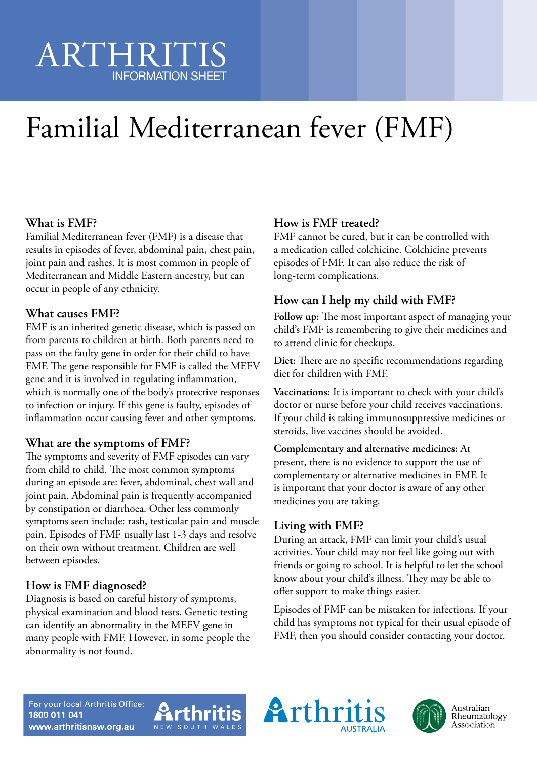ARTHRITIS
INFORMATION SHEET

# Familial Mediterranean fever (FMF)

## What is FMF?

Familial Mediterranean fever (FMF) is a disease that results in episodes of fever, abdominal pain, chest pain, joint pain and rashes. It is most common in people of Mediterranean and Middle Eastern ancestry, but can occur in people of any ethnicity.

## What causes FMF?

FMF is an inherited genetic disease, which is passed on from parents to children at birth. Both parents need to pass on the faulty gene in order for their child to have FMF. The gene responsible for FMF is called the MEFV gene and it is involved in regulating inflammation, which is normally one of the body's protective responses to infection or injury. If this gene is faulty, episodes of inflammation occur causing fever and other symptoms.

## What are the symptoms of FMF?

The symptoms and severity of FMF episodes can vary from child to child. The most common symptoms during an episode are: fever, abdominal, chest wall and joint pain. Abdominal pain is frequently accompanied by constipation or diarrhoea. Other less commonly symptoms seen include: rash, testicular pain and muscle pain. Episodes of FMF usually last 1-3 days and resolve on their own without treatment. Children are well between episodes.

## How is FMF diagnosed?

Diagnosis is based on careful history of symptoms, physical examination and blood tests. Genetic testing can identify an abnormality in the MEFV gene in many people with FMF. However, in some people the abnormality is not found.

## How is FMF treated?

FMF cannot be cured, but it can be controlled with a medication called colchicine. Colchicine prevents episodes of FMF. It can also reduce the risk of long-term complications.

## How can I help my child with FMF?

**Follow up:** The most important aspect of managing your child's FMF is remembering to give their medicines and to attend clinic for checkups.

**Diet:** There are no specific recommendations regarding diet for children with FMF.

**Vaccinations:** It is important to check with your child's doctor or nurse before your child receives vaccinations. If your child is taking immunosuppressive medicines or steroids, live vaccines should be avoided.

**Complementary and alternative medicines:** At present, there is no evidence to support the use of complementary or alternative medicines in FMF. It is important that your doctor is aware of any other medicines you are taking.

## Living with FMF?

During an attack, FMF can limit your child's usual activities. Your child may not feel like going out with friends or going to school. It is helpful to let the school know about your child's illness. They may be able to offer support to make things easier.

Episodes of FMF can be mistaken for infections. If your child has symptoms not typical for their usual episode of FMF, then you should consider contacting your doctor.

For your local Arthritis Office:
**1800 011 041**
**www.arthritisnsw.org.au**

Arthritis NEW SOUTH WALES

Arthritis AUSTRALIA

Australian Rheumatology Association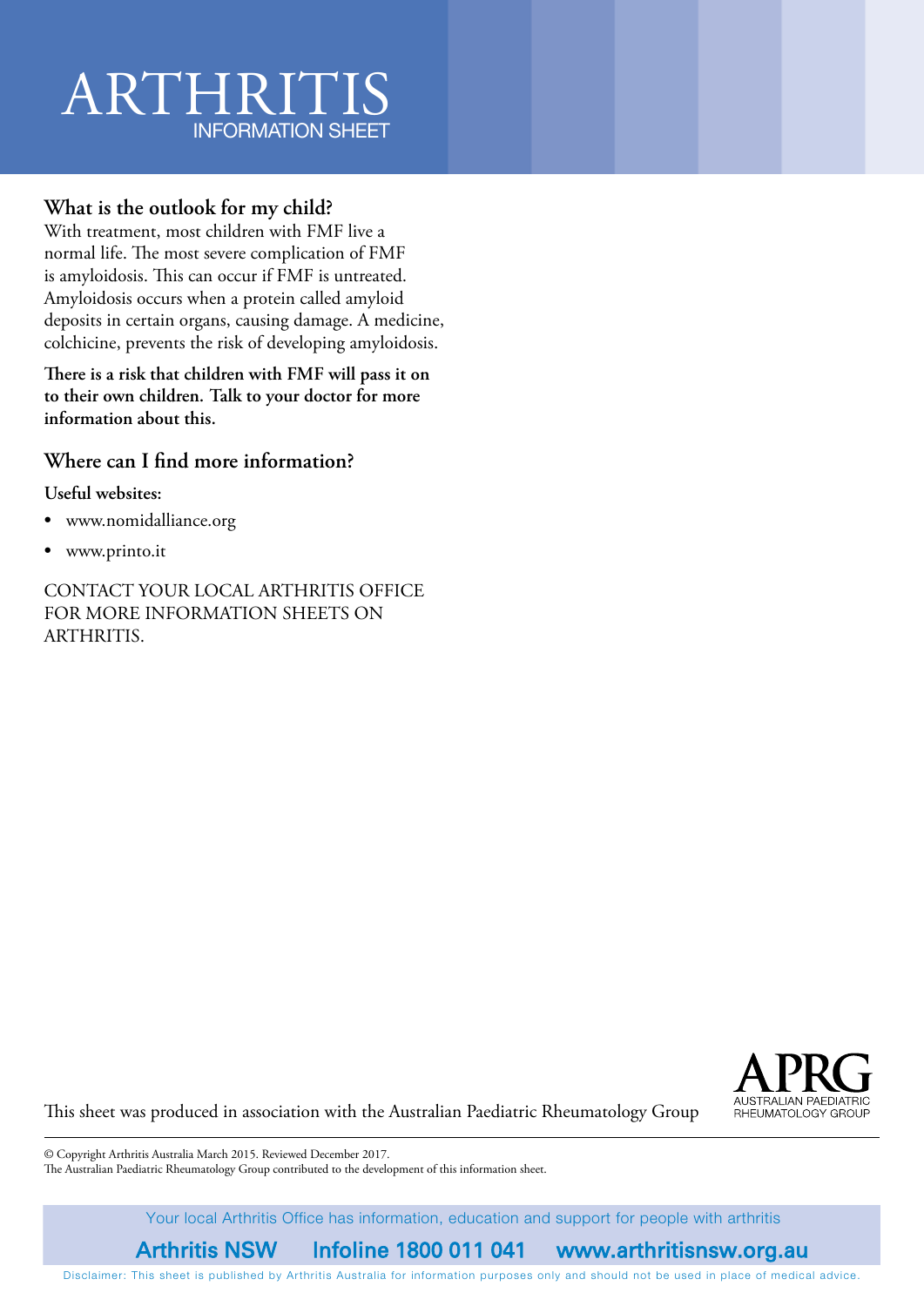# ARTHRITIS
INFORMATION SHEET

## What is the outlook for my child?

With treatment, most children with FMF live a normal life. The most severe complication of FMF is amyloidosis. This can occur if FMF is untreated. Amyloidosis occurs when a protein called amyloid deposits in certain organs, causing damage. A medicine, colchicine, prevents the risk of developing amyloidosis.

**There is a risk that children with FMF will pass it on to their own children. Talk to your doctor for more information about this.**

## Where can I find more information?

**Useful websites:**

- www.nomidalliance.org
- www.printo.it

CONTACT YOUR LOCAL ARTHRITIS OFFICE FOR MORE INFORMATION SHEETS ON ARTHRITIS.

This sheet was produced in association with the Australian Paediatric Rheumatology Group

APRG AUSTRALIAN PAEDIATRIC RHEUMATOLOGY GROUP

© Copyright Arthritis Australia March 2015. Reviewed December 2017.
The Australian Paediatric Rheumatology Group contributed to the development of this information sheet.

Your local Arthritis Office has information, education and support for people with arthritis

**Arthritis NSW Infoline 1800 011 041 www.arthritisnsw.org.au**

Disclaimer: This sheet is published by Arthritis Australia for information purposes only and should not be used in place of medical advice.